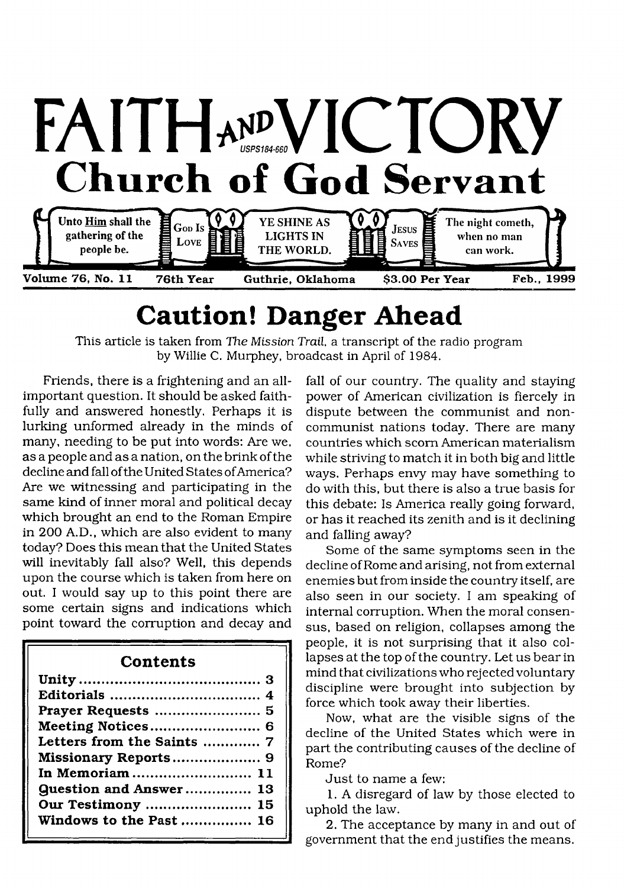# FAITH AND VICTORY

USPS184-660

## Church of God Servant

Unto Him shall the gathering of the people be. | GOD IS LOVE | YE SHINE AS LIGHTS IN THE WORLD. | JESUS SAVES | The night cometh, when no man can work.

**Volume 76, No. 11 — 76th Year — Guthrie, Oklahoma — $3.00 Per Year — Feb., 1999**

# Caution! Danger Ahead

This article is taken from *The Mission Trail*, a transcript of the radio program by Willie C. Murphey, broadcast in April of 1984.

Friends, there is a frightening and an all-important question. It should be asked faithfully and answered honestly. Perhaps it is lurking unformed already in the minds of many, needing to be put into words: Are we, as a people and as a nation, on the brink of the decline and fall of the United States of America? Are we witnessing and participating in the same kind of inner moral and political decay which brought an end to the Roman Empire in 200 A.D., which are also evident to many today? Does this mean that the United States will inevitably fall also? Well, this depends upon the course which is taken from here on out. I would say up to this point there are some certain signs and indications which point toward the corruption and decay and fall of our country. The quality and staying power of American civilization is fiercely in dispute between the communist and non-communist nations today. There are many countries which scorn American materialism while striving to match it in both big and little ways. Perhaps envy may have something to do with this, but there is also a true basis for this debate: Is America really going forward, or has it reached its zenith and is it declining and falling away?

Some of the same symptoms seen in the decline of Rome and arising, not from external enemies but from inside the country itself, are also seen in our society. I am speaking of internal corruption. When the moral consensus, based on religion, collapses among the people, it is not surprising that it also collapses at the top of the country. Let us bear in mind that civilizations who rejected voluntary discipline were brought into subjection by force which took away their liberties.

Now, what are the visible signs of the decline of the United States which were in part the contributing causes of the decline of Rome?

Just to name a few:

1. A disregard of law by those elected to uphold the law.
2. The acceptance by many in and out of government that the end justifies the means.

### Contents

| | |
|---|---|
| **Unity** | 3 |
| **Editorials** | 4 |
| **Prayer Requests** | 5 |
| **Meeting Notices** | 6 |
| **Letters from the Saints** | 7 |
| **Missionary Reports** | 9 |
| **In Memoriam** | 11 |
| **Question and Answer** | 13 |
| **Our Testimony** | 15 |
| **Windows to the Past** | 16 |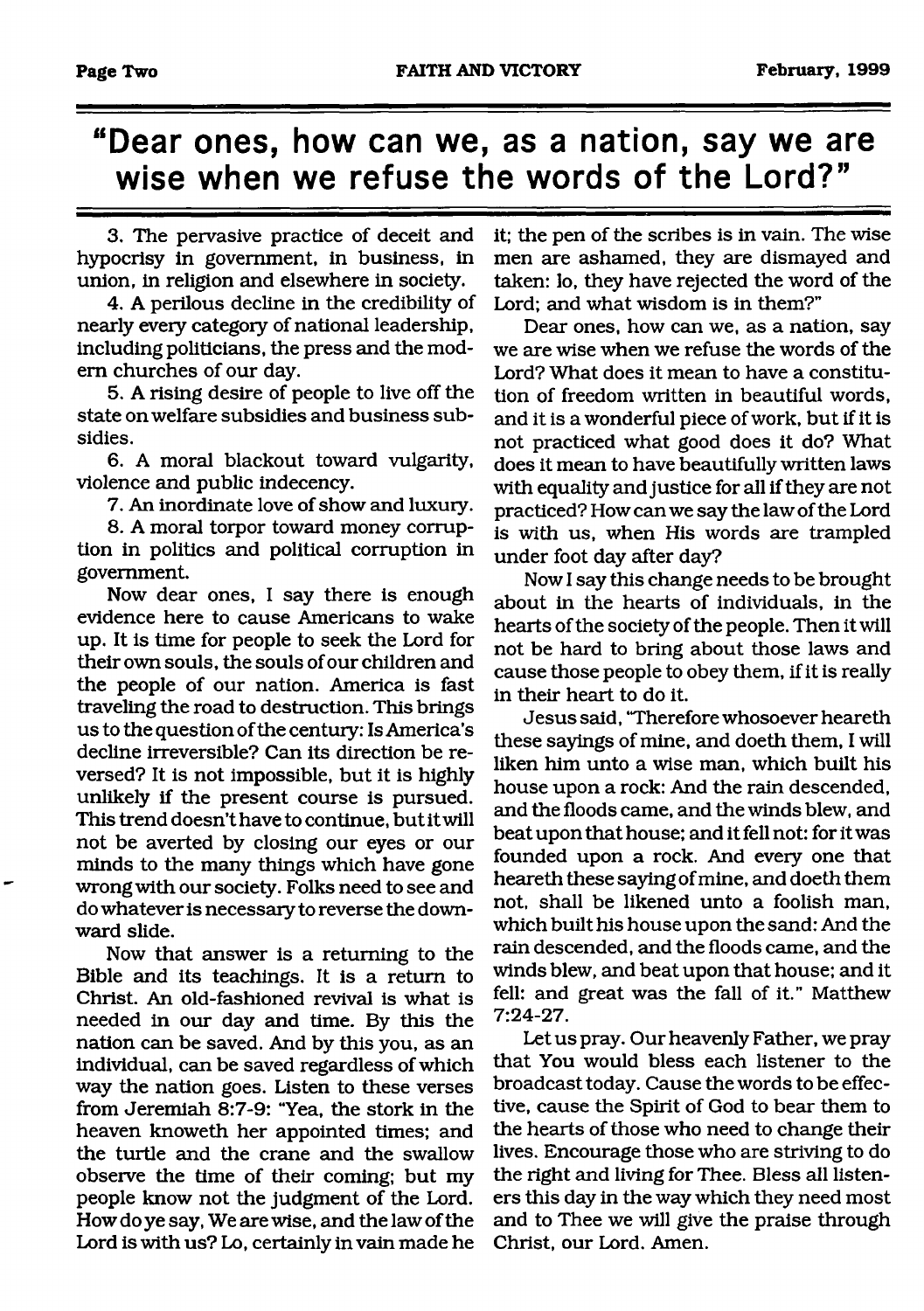## "Dear ones, how can we, as a nation, say we are wise when we refuse the words of the Lord?"

3. The pervasive practice of deceit and hypocrisy in government, in business, in union, in religion and elsewhere in society.

4. A perilous decline in the credibility of nearly every category of national leadership, including politicians, the press and the modern churches of our day.

5. A rising desire of people to live off the state on welfare subsidies and business subsidies.

6. A moral blackout toward vulgarity, violence and public indecency.

7. An inordinate love of show and luxury.

8. A moral torpor toward money corruption in politics and political corruption in government.

Now dear ones, I say there is enough evidence here to cause Americans to wake up. It is time for people to seek the Lord for their own souls, the souls of our children and the people of our nation. America is fast traveling the road to destruction. This brings us to the question of the century: Is America's decline irreversible? Can its direction be reversed? It is not impossible, but it is highly unlikely if the present course is pursued. This trend doesn't have to continue, but it will not be averted by closing our eyes or our minds to the many things which have gone wrong with our society. Folks need to see and do whatever is necessary to reverse the downward slide.

Now that answer is a returning to the Bible and its teachings. It is a return to Christ. An old-fashioned revival is what is needed in our day and time. By this the nation can be saved. And by this you, as an individual, can be saved regardless of which way the nation goes. Listen to these verses from Jeremiah 8:7-9: "Yea, the stork in the heaven knoweth her appointed times; and the turtle and the crane and the swallow observe the time of their coming; but my people know not the judgment of the Lord. How do ye say, We are wise, and the law of the Lord is with us? Lo, certainly in vain made he it; the pen of the scribes is in vain. The wise men are ashamed, they are dismayed and taken: lo, they have rejected the word of the Lord; and what wisdom is in them?"

Dear ones, how can we, as a nation, say we are wise when we refuse the words of the Lord? What does it mean to have a constitution of freedom written in beautiful words, and it is a wonderful piece of work, but if it is not practiced what good does it do? What does it mean to have beautifully written laws with equality and justice for all if they are not practiced? How can we say the law of the Lord is with us, when His words are trampled under foot day after day?

Now I say this change needs to be brought about in the hearts of individuals, in the hearts of the society of the people. Then it will not be hard to bring about those laws and cause those people to obey them, if it is really in their heart to do it.

Jesus said, "Therefore whosoever heareth these sayings of mine, and doeth them, I will liken him unto a wise man, which built his house upon a rock: And the rain descended, and the floods came, and the winds blew, and beat upon that house; and it fell not: for it was founded upon a rock. And every one that heareth these saying of mine, and doeth them not, shall be likened unto a foolish man, which built his house upon the sand: And the rain descended, and the floods came, and the winds blew, and beat upon that house; and it fell: and great was the fall of it." Matthew 7:24-27.

Let us pray. Our heavenly Father, we pray that You would bless each listener to the broadcast today. Cause the words to be effective, cause the Spirit of God to bear them to the hearts of those who need to change their lives. Encourage those who are striving to do the right and living for Thee. Bless all listeners this day in the way which they need most and to Thee we will give the praise through Christ, our Lord. Amen.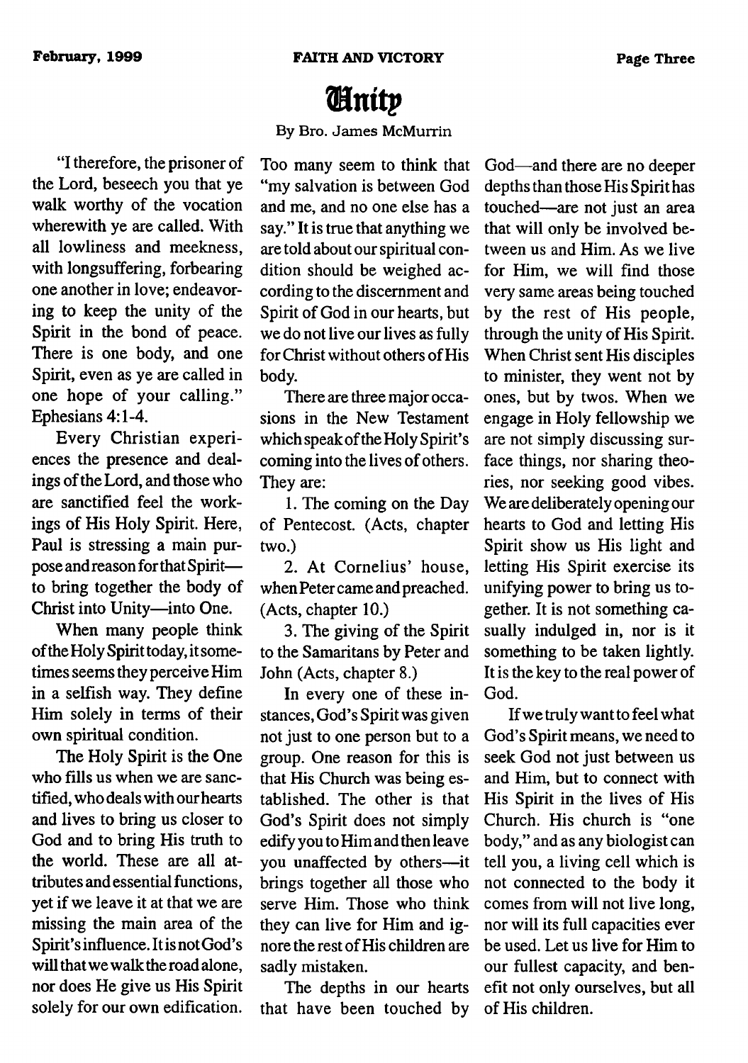# Unity

By Bro. James McMurrin

"I therefore, the prisoner of the Lord, beseech you that ye walk worthy of the vocation wherewith ye are called. With all lowliness and meekness, with longsuffering, forbearing one another in love; endeavoring to keep the unity of the Spirit in the bond of peace. There is one body, and one Spirit, even as ye are called in one hope of your calling." Ephesians 4:1-4.

Every Christian experiences the presence and dealings of the Lord, and those who are sanctified feel the workings of His Holy Spirit. Here, Paul is stressing a main purpose and reason for that Spirit—to bring together the body of Christ into Unity—into One.

When many people think of the Holy Spirit today, it sometimes seems they perceive Him in a selfish way. They define Him solely in terms of their own spiritual condition.

The Holy Spirit is the One who fills us when we are sanctified, who deals with our hearts and lives to bring us closer to God and to bring His truth to the world. These are all attributes and essential functions, yet if we leave it at that we are missing the main area of the Spirit's influence. It is not God's will that we walk the road alone, nor does He give us His Spirit solely for our own edification. Too many seem to think that "my salvation is between God and me, and no one else has a say." It is true that anything we are told about our spiritual condition should be weighed according to the discernment and Spirit of God in our hearts, but we do not live our lives as fully for Christ without others of His body.

There are three major occasions in the New Testament which speak of the Holy Spirit's coming into the lives of others. They are:

1. The coming on the Day of Pentecost. (Acts, chapter two.)

2. At Cornelius' house, when Peter came and preached. (Acts, chapter 10.)

3. The giving of the Spirit to the Samaritans by Peter and John (Acts, chapter 8.)

In every one of these instances, God's Spirit was given not just to one person but to a group. One reason for this is that His Church was being established. The other is that God's Spirit does not simply edify you to Him and then leave you unaffected by others—it brings together all those who serve Him. Those who think they can live for Him and ignore the rest of His children are sadly mistaken.

The depths in our hearts that have been touched by God—and there are no deeper depths than those His Spirit has touched—are not just an area that will only be involved between us and Him. As we live for Him, we will find those very same areas being touched by the rest of His people, through the unity of His Spirit. When Christ sent His disciples to minister, they went not by ones, but by twos. When we engage in Holy fellowship we are not simply discussing surface things, nor sharing theories, nor seeking good vibes. We are deliberately opening our hearts to God and letting His Spirit show us His light and letting His Spirit exercise its unifying power to bring us together. It is not something casually indulged in, nor is it something to be taken lightly. It is the key to the real power of God.

If we truly want to feel what God's Spirit means, we need to seek God not just between us and Him, but to connect with His Spirit in the lives of His Church. His church is "one body," and as any biologist can tell you, a living cell which is not connected to the body it comes from will not live long, nor will its full capacities ever be used. Let us live for Him to our fullest capacity, and benefit not only ourselves, but all of His children.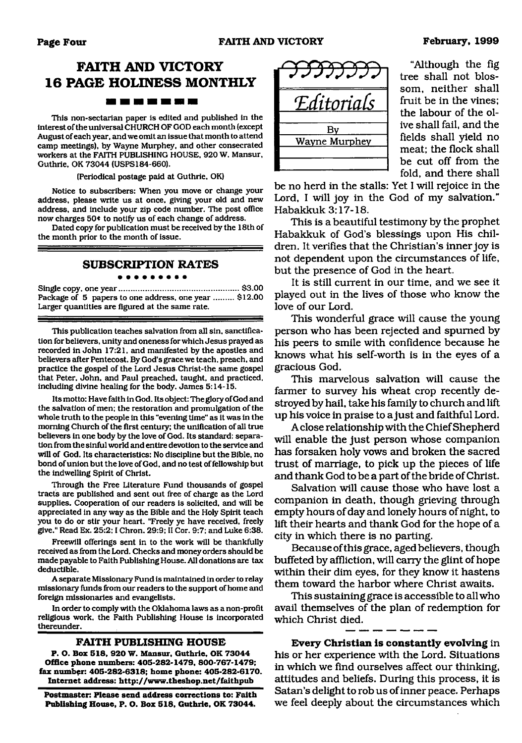# FAITH AND VICTORY 16 PAGE HOLINESS MONTHLY

This non-sectarian paper is edited and published in the interest of the universal CHURCH OF GOD each month (except August of each year, and we omit an issue that month to attend camp meetings), by Wayne Murphey, and other consecrated workers at the FAITH PUBLISHING HOUSE, 920 W. Mansur, Guthrie, OK 73044 (USPS184-660).

(Periodical postage paid at Guthrie, OK)

Notice to subscribers: When you move or change your address, please write us at once, giving your old and new address, and include your zip code number. The post office now charges 50¢ to notify us of each change of address.

Dated copy for publication must be received by the 18th of the month prior to the month of issue.

## SUBSCRIPTION RATES

Single copy, one year .................................................. $3.00
Package of 5 papers to one address, one year ......... $12.00
Larger quantities are figured at the same rate.

This publication teaches salvation from all sin, sanctification for believers, unity and oneness for which Jesus prayed as recorded in John 17:21, and manifested by the apostles and believers after Pentecost. By God's grace we teach, preach, and practice the gospel of the Lord Jesus Christ-the same gospel that Peter, John, and Paul preached, taught, and practiced, including divine healing for the body. James 5:14-15.

Its motto: Have faith in God. Its object: The glory of God and the salvation of men; the restoration and promulgation of the whole truth to the people in this "evening time" as it was in the morning Church of the first century; the unification of all true believers in one body by the love of God. Its standard: separation from the sinful world and entire devotion to the service and will of God. Its characteristics: No discipline but the Bible, no bond of union but the love of God, and no test of fellowship but the indwelling Spirit of Christ.

Through the Free Literature Fund thousands of gospel tracts are published and sent out free of charge as the Lord supplies. Cooperation of our readers is solicited, and will be appreciated in any way as the Bible and the Holy Spirit teach you to do or stir your heart. "Freely ye have received, freely give." Read Ex. 25:2; I Chron. 29:9; II Cor. 9:7; and Luke 6:38.

Freewill offerings sent in to the work will be thankfully received as from the Lord. Checks and money orders should be made payable to Faith Publishing House. All donations are tax deductible.

A separate Missionary Fund is maintained in order to relay missionary funds from our readers to the support of home and foreign missionaries and evangelists.

In order to comply with the Oklahoma laws as a non-profit religious work, the Faith Publishing House is incorporated thereunder.

## FAITH PUBLISHING HOUSE

**P. O. Box 518, 920 W. Mansur, Guthrie, OK 73044**
**Office phone numbers: 405-282-1479, 800-767-1479; fax number: 405-282-6318; home phone: 405-282-6170.**
**Internet address: http://www.theshop.net/faithpub**

**Postmaster: Please send address corrections to: Faith Publishing House, P. O. Box 518, Guthrie, OK 73044.**

## *Editorials*

By Wayne Murphey

"Although the fig tree shall not blossom, neither shall fruit be in the vines; the labour of the olive shall fail, and the fields shall yield no meat; the flock shall be cut off from the fold, and there shall be no herd in the stalls: Yet I will rejoice in the Lord, I will joy in the God of my salvation." Habakkuk 3:17-18.

This is a beautiful testimony by the prophet Habakkuk of God's blessings upon His children. It verifies that the Christian's inner joy is not dependent upon the circumstances of life, but the presence of God in the heart.

It is still current in our time, and we see it played out in the lives of those who know the love of our Lord.

This wonderful grace will cause the young person who has been rejected and spurned by his peers to smile with confidence because he knows what his self-worth is in the eyes of a gracious God.

This marvelous salvation will cause the farmer to survey his wheat crop recently destroyed by hail, take his family to church and lift up his voice in praise to a just and faithful Lord.

A close relationship with the Chief Shepherd will enable the just person whose companion has forsaken holy vows and broken the sacred trust of marriage, to pick up the pieces of life and thank God to be a part of the bride of Christ.

Salvation will cause those who have lost a companion in death, though grieving through empty hours of day and lonely hours of night, to lift their hearts and thank God for the hope of a city in which there is no parting.

Because of this grace, aged believers, though buffeted by affliction, will carry the glint of hope within their dim eyes, for they know it hastens them toward the harbor where Christ awaits.

This sustaining grace is accessible to all who avail themselves of the plan of redemption for which Christ died.

---

**Every Christian is constantly evolving** in his or her experience with the Lord. Situations in which we find ourselves affect our thinking, attitudes and beliefs. During this process, it is Satan's delight to rob us of inner peace. Perhaps we feel deeply about the circumstances which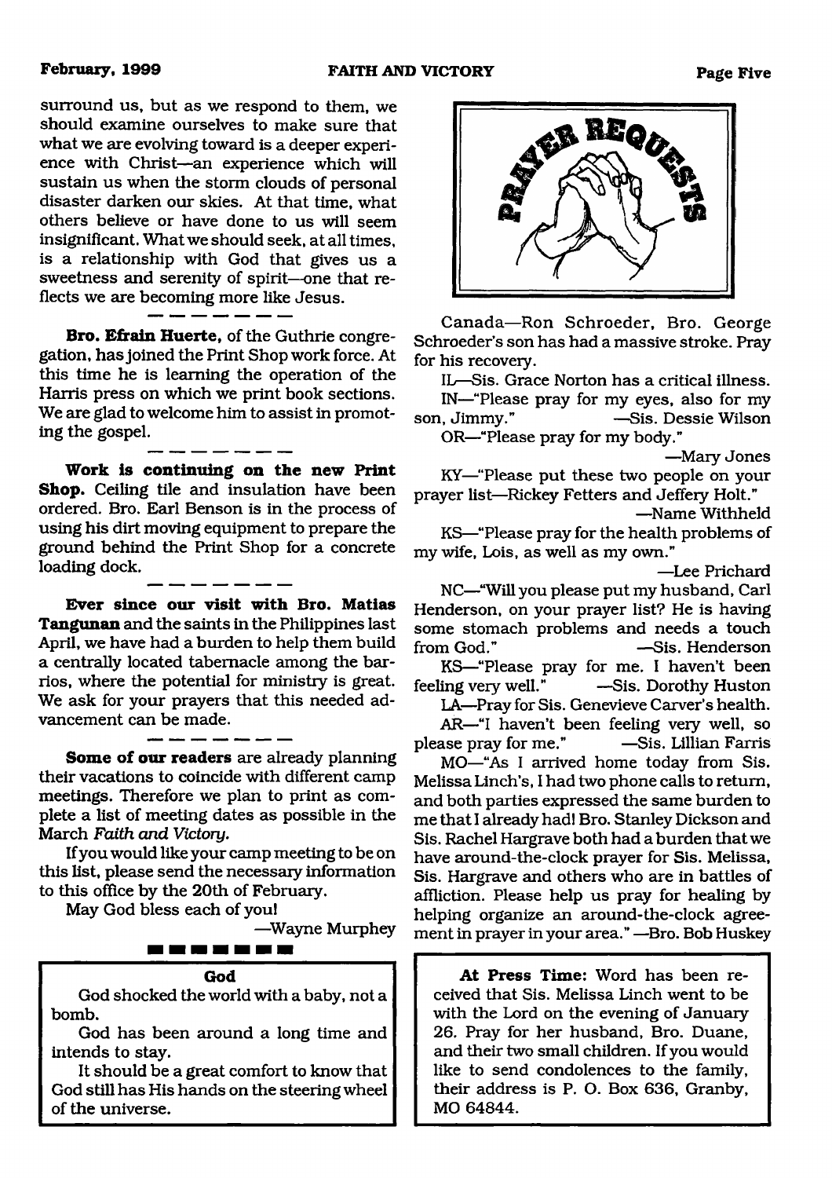surround us, but as we respond to them, we should examine ourselves to make sure that what we are evolving toward is a deeper experience with Christ—an experience which will sustain us when the storm clouds of personal disaster darken our skies. At that time, what others believe or have done to us will seem insignificant. What we should seek, at all times, is a relationship with God that gives us a sweetness and serenity of spirit—one that reflects we are becoming more like Jesus.

---

**Bro. Efrain Huerte,** of the Guthrie congregation, has joined the Print Shop work force. At this time he is learning the operation of the Harris press on which we print book sections. We are glad to welcome him to assist in promoting the gospel.

---

**Work is continuing on the new Print Shop.** Ceiling tile and insulation have been ordered. Bro. Earl Benson is in the process of using his dirt moving equipment to prepare the ground behind the Print Shop for a concrete loading dock.

---

**Ever since our visit with Bro. Matias Tangunan** and the saints in the Philippines last April, we have had a burden to help them build a centrally located tabernacle among the barrios, where the potential for ministry is great. We ask for your prayers that this needed advancement can be made.

---

**Some of our readers** are already planning their vacations to coincide with different camp meetings. Therefore we plan to print as complete a list of meeting dates as possible in the March *Faith and Victory*.

If you would like your camp meeting to be on this list, please send the necessary information to this office by the 20th of February.

May God bless each of you!

—Wayne Murphey

---

### God

God shocked the world with a baby, not a bomb.

God has been around a long time and intends to stay.

It should be a great comfort to know that God still has His hands on the steering wheel of the universe.

## PRAYER REQUESTS

Canada—Ron Schroeder, Bro. George Schroeder's son has had a massive stroke. Pray for his recovery.

IL—Sis. Grace Norton has a critical illness.

IN—"Please pray for my eyes, also for my son, Jimmy." —Sis. Dessie Wilson

OR—"Please pray for my body."

—Mary Jones

KY—"Please put these two people on your prayer list—Rickey Fetters and Jeffery Holt."

—Name Withheld

KS—"Please pray for the health problems of my wife, Lois, as well as my own."

—Lee Prichard

NC—"Will you please put my husband, Carl Henderson, on your prayer list? He is having some stomach problems and needs a touch from God." —Sis. Henderson

KS—"Please pray for me. I haven't been feeling very well." —Sis. Dorothy Huston

LA—Pray for Sis. Genevieve Carver's health.

AR—"I haven't been feeling very well, so please pray for me." —Sis. Lillian Farris

MO—"As I arrived home today from Sis. Melissa Linch's, I had two phone calls to return, and both parties expressed the same burden to me that I already had! Bro. Stanley Dickson and Sis. Rachel Hargrave both had a burden that we have around-the-clock prayer for Sis. Melissa, Sis. Hargrave and others who are in battles of affliction. Please help us pray for healing by helping organize an around-the-clock agreement in prayer in your area." —Bro. Bob Huskey

**At Press Time:** Word has been received that Sis. Melissa Linch went to be with the Lord on the evening of January 26. Pray for her husband, Bro. Duane, and their two small children. If you would like to send condolences to the family, their address is P. O. Box 636, Granby, MO 64844.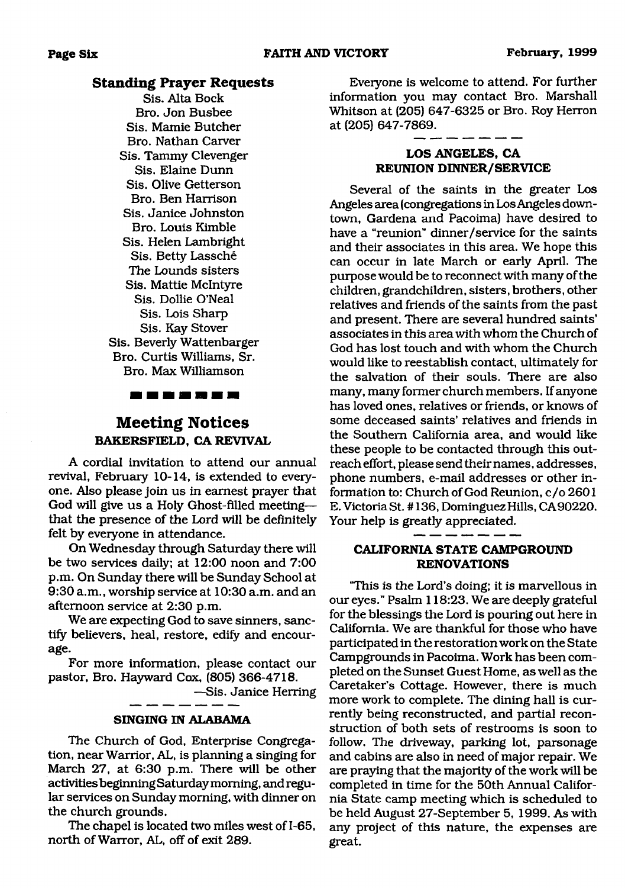### Standing Prayer Requests

Sis. Alta Bock
Bro. Jon Busbee
Sis. Mamie Butcher
Bro. Nathan Carver
Sis. Tammy Clevenger
Sis. Elaine Dunn
Sis. Olive Getterson
Bro. Ben Harrison
Sis. Janice Johnston
Bro. Louis Kimble
Sis. Helen Lambright
Sis. Betty Lasschê
The Lounds sisters
Sis. Mattie McIntyre
Sis. Dollie O'Neal
Sis. Lois Sharp
Sis. Kay Stover
Sis. Beverly Wattenbarger
Bro. Curtis Williams, Sr.
Bro. Max Williamson

## Meeting Notices

### BAKERSFIELD, CA REVIVAL

A cordial invitation to attend our annual revival, February 10-14, is extended to everyone. Also please join us in earnest prayer that God will give us a Holy Ghost-filled meeting—that the presence of the Lord will be definitely felt by everyone in attendance.

On Wednesday through Saturday there will be two services daily; at 12:00 noon and 7:00 p.m. On Sunday there will be Sunday School at 9:30 a.m., worship service at 10:30 a.m. and an afternoon service at 2:30 p.m.

We are expecting God to save sinners, sanctify believers, heal, restore, edify and encourage.

For more information, please contact our pastor, Bro. Hayward Cox, (805) 366-4718.

—Sis. Janice Herring

### SINGING IN ALABAMA

The Church of God, Enterprise Congregation, near Warrior, AL, is planning a singing for March 27, at 6:30 p.m. There will be other activities beginning Saturday morning, and regular services on Sunday morning, with dinner on the church grounds.

The chapel is located two miles west of I-65, north of Warror, AL, off of exit 289.

Everyone is welcome to attend. For further information you may contact Bro. Marshall Whitson at (205) 647-6325 or Bro. Roy Herron at (205) 647-7869.

### LOS ANGELES, CA REUNION DINNER/SERVICE

Several of the saints in the greater Los Angeles area (congregations in Los Angeles downtown, Gardena and Pacoima) have desired to have a "reunion" dinner/service for the saints and their associates in this area. We hope this can occur in late March or early April. The purpose would be to reconnect with many of the children, grandchildren, sisters, brothers, other relatives and friends of the saints from the past and present. There are several hundred saints' associates in this area with whom the Church of God has lost touch and with whom the Church would like to reestablish contact, ultimately for the salvation of their souls. There are also many, many former church members. If anyone has loved ones, relatives or friends, or knows of some deceased saints' relatives and friends in the Southern California area, and would like these people to be contacted through this outreach effort, please send their names, addresses, phone numbers, e-mail addresses or other information to: Church of God Reunion, c/o 2601 E. Victoria St. #136, Dominguez Hills, CA 90220. Your help is greatly appreciated.

### CALIFORNIA STATE CAMPGROUND RENOVATIONS

"This is the Lord's doing; it is marvellous in our eyes." Psalm 118:23. We are deeply grateful for the blessings the Lord is pouring out here in California. We are thankful for those who have participated in the restoration work on the State Campgrounds in Pacoima. Work has been completed on the Sunset Guest Home, as well as the Caretaker's Cottage. However, there is much more work to complete. The dining hall is currently being reconstructed, and partial reconstruction of both sets of restrooms is soon to follow. The driveway, parking lot, parsonage and cabins are also in need of major repair. We are praying that the majority of the work will be completed in time for the 50th Annual California State camp meeting which is scheduled to be held August 27-September 5, 1999. As with any project of this nature, the expenses are great.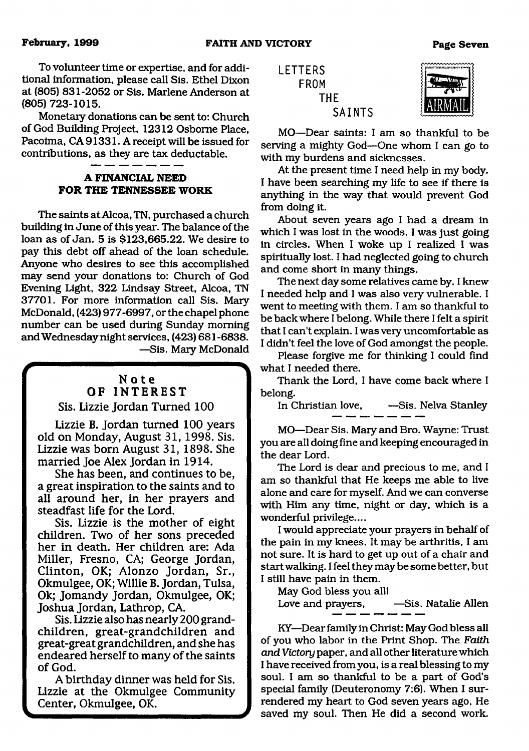To volunteer time or expertise, and for additional information, please call Sis. Ethel Dixon at (805) 831-2052 or Sis. Marlene Anderson at (805) 723-1015.

Monetary donations can be sent to: Church of God Building Project, 12312 Osborne Place, Pacoima, CA 91331. A receipt will be issued for contributions, as they are tax deductable.

### A FINANCIAL NEED FOR THE TENNESSEE WORK

The saints at Alcoa, TN, purchased a church building in June of this year. The balance of the loan as of Jan. 5 is $123,665.22. We desire to pay this debt off ahead of the loan schedule. Anyone who desires to see this accomplished may send your donations to: Church of God Evening Light, 322 Lindsay Street, Alcoa, TN 37701. For more information call Sis. Mary McDonald, (423) 977-6997, or the chapel phone number can be used during Sunday morning and Wednesday night services, (423) 681-6838.

—Sis. Mary McDonald

### Note OF INTEREST

**Sis. Lizzie Jordan Turned 100**

Lizzie B. Jordan turned 100 years old on Monday, August 31, 1998. Sis. Lizzie was born August 31, 1898. She married Joe Alex Jordan in 1914.

She has been, and continues to be, a great inspiration to the saints and to all around her, in her prayers and steadfast life for the Lord.

Sis. Lizzie is the mother of eight children. Two of her sons preceded her in death. Her children are: Ada Miller, Fresno, CA; George Jordan, Clinton, OK; Alonzo Jordan, Sr., Okmulgee, OK; Willie B. Jordan, Tulsa, Ok; Jomandy Jordan, Okmulgee, OK; Joshua Jordan, Lathrop, CA.

Sis. Lizzie also has nearly 200 grandchildren, great-grandchildren and great-great grandchildren, and she has endeared herself to many of the saints of God.

A birthday dinner was held for Sis. Lizzie at the Okmulgee Community Center, Okmulgee, OK.

## LETTERS FROM THE SAINTS

MO—Dear saints: I am so thankful to be serving a mighty God—One whom I can go to with my burdens and sicknesses.

At the present time I need help in my body. I have been searching my life to see if there is anything in the way that would prevent God from doing it.

About seven years ago I had a dream in which I was lost in the woods. I was just going in circles. When I woke up I realized I was spiritually lost. I had neglected going to church and come short in many things.

The next day some relatives came by. I knew I needed help and I was also very vulnerable. I went to meeting with them. I am so thankful to be back where I belong. While there I felt a spirit that I can't explain. I was very uncomfortable as I didn't feel the love of God amongst the people.

Please forgive me for thinking I could find what I needed there.

Thank the Lord, I have come back where I belong.

In Christian love, —Sis. Nelva Stanley

MO—Dear Sis. Mary and Bro. Wayne: Trust you are all doing fine and keeping encouraged in the dear Lord.

The Lord is dear and precious to me, and I am so thankful that He keeps me able to live alone and care for myself. And we can converse with Him any time, night or day, which is a wonderful privilege....

I would appreciate your prayers in behalf of the pain in my knees. It may be arthritis, I am not sure. It is hard to get up out of a chair and start walking. I feel they may be some better, but I still have pain in them.

May God bless you all!

Love and prayers, —Sis. Natalie Allen

KY—Dear family in Christ: May God bless all of you who labor in the Print Shop. The *Faith and Victory* paper, and all other literature which I have received from you, is a real blessing to my soul. I am so thankful to be a part of God's special family (Deuteronomy 7:6). When I surrendered my heart to God seven years ago, He saved my soul. Then He did a second work.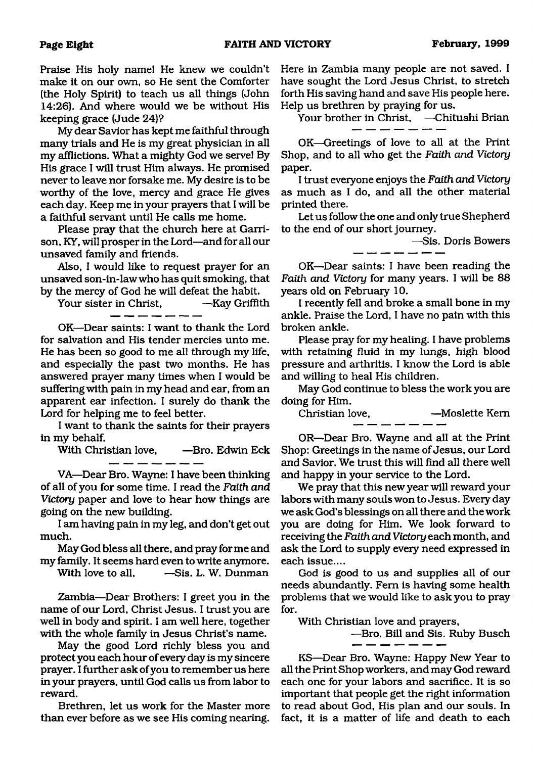Praise His holy name! He knew we couldn't make it on our own, so He sent the Comforter (the Holy Spirit) to teach us all things (John 14:26). And where would we be without His keeping grace (Jude 24)?

My dear Savior has kept me faithful through many trials and He is my great physician in all my afflictions. What a mighty God we serve! By His grace I will trust Him always. He promised never to leave nor forsake me. My desire is to be worthy of the love, mercy and grace He gives each day. Keep me in your prayers that I will be a faithful servant until He calls me home.

Please pray that the church here at Garrison, KY, will prosper in the Lord—and for all our unsaved family and friends.

Also, I would like to request prayer for an unsaved son-in-law who has quit smoking, that by the mercy of God he will defeat the habit.

Your sister in Christ, —Kay Griffith

---

OK—Dear saints: I want to thank the Lord for salvation and His tender mercies unto me. He has been so good to me all through my life, and especially the past two months. He has answered prayer many times when I would be suffering with pain in my head and ear, from an apparent ear infection. I surely do thank the Lord for helping me to feel better.

I want to thank the saints for their prayers in my behalf.

With Christian love, —Bro. Edwin Eck

---

VA—Dear Bro. Wayne: I have been thinking of all of you for some time. I read the *Faith and Victory* paper and love to hear how things are going on the new building.

I am having pain in my leg, and don't get out much.

May God bless all there, and pray for me and my family. It seems hard even to write anymore.

With love to all, —Sis. L. W. Dunman

Zambia—Dear Brothers: I greet you in the name of our Lord, Christ Jesus. I trust you are well in body and spirit. I am well here, together with the whole family in Jesus Christ's name.

May the good Lord richly bless you and protect you each hour of every day is my sincere prayer. I further ask of you to remember us here in your prayers, until God calls us from labor to reward.

Brethren, let us work for the Master more than ever before as we see His coming nearing. Here in Zambia many people are not saved. I have sought the Lord Jesus Christ, to stretch forth His saving hand and save His people here. Help us brethren by praying for us.

Your brother in Christ, —Chitushi Brian

---

OK—Greetings of love to all at the Print Shop, and to all who get the *Faith and Victory* paper.

I trust everyone enjoys the *Faith and Victory* as much as I do, and all the other material printed there.

Let us follow the one and only true Shepherd to the end of our short journey.

—Sis. Doris Bowers

---

OK—Dear saints: I have been reading the *Faith and Victory* for many years. I will be 88 years old on February 10.

I recently fell and broke a small bone in my ankle. Praise the Lord, I have no pain with this broken ankle.

Please pray for my healing. I have problems with retaining fluid in my lungs, high blood pressure and arthritis. I know the Lord is able and willing to heal His children.

May God continue to bless the work you are doing for Him.

Christian love, —Moslette Kern

---

OR—Dear Bro. Wayne and all at the Print Shop: Greetings in the name of Jesus, our Lord and Savior. We trust this will find all there well and happy in your service to the Lord.

We pray that this new year will reward your labors with many souls won to Jesus. Every day we ask God's blessings on all there and the work you are doing for Him. We look forward to receiving the *Faith and Victory* each month, and ask the Lord to supply every need expressed in each issue....

God is good to us and supplies all of our needs abundantly. Fern is having some health problems that we would like to ask you to pray for.

With Christian love and prayers,

—Bro. Bill and Sis. Ruby Busch

---

KS—Dear Bro. Wayne: Happy New Year to all the Print Shop workers, and may God reward each one for your labors and sacrifice. It is so important that people get the right information to read about God, His plan and our souls. In fact, it is a matter of life and death to each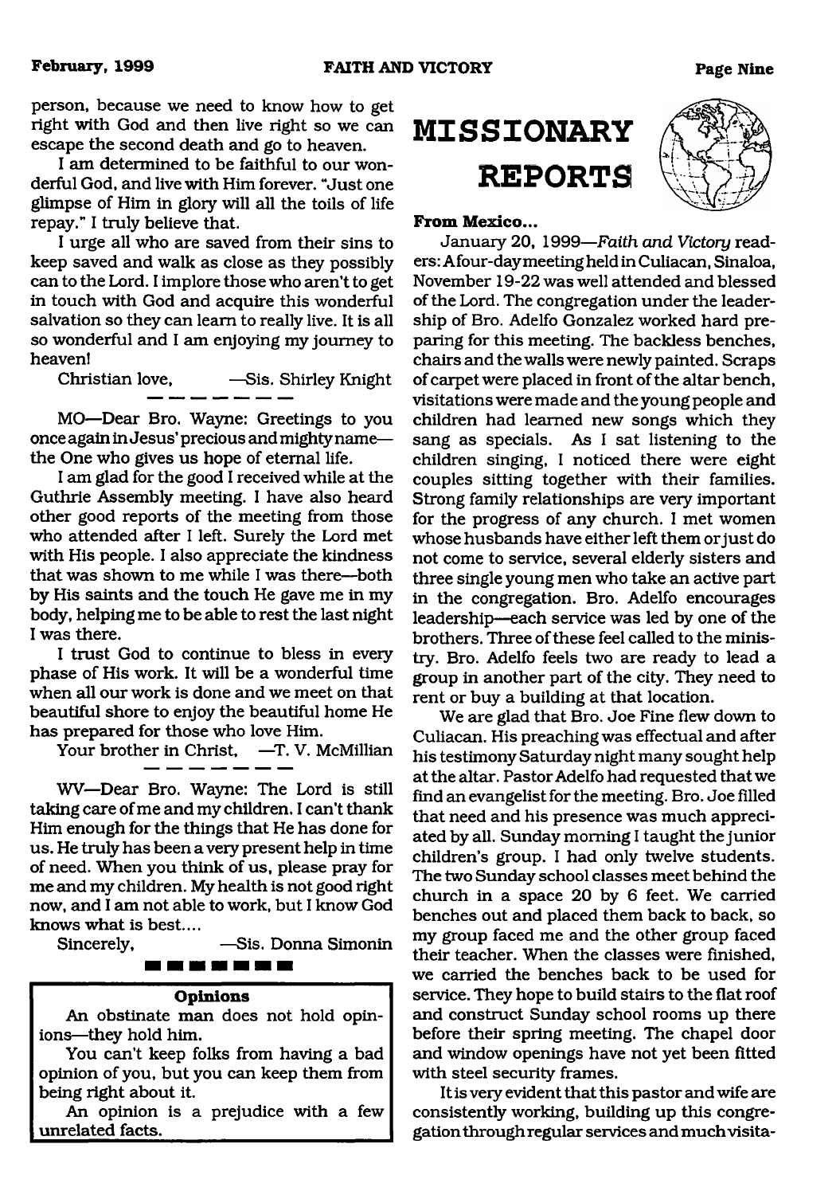person, because we need to know how to get right with God and then live right so we can escape the second death and go to heaven.

I am determined to be faithful to our wonderful God, and live with Him forever. "Just one glimpse of Him in glory will all the toils of life repay." I truly believe that.

I urge all who are saved from their sins to keep saved and walk as close as they possibly can to the Lord. I implore those who aren't to get in touch with God and acquire this wonderful salvation so they can learn to really live. It is all so wonderful and I am enjoying my journey to heaven!

Christian love, —Sis. Shirley Knight

MO—Dear Bro. Wayne: Greetings to you once again in Jesus' precious and mighty name—the One who gives us hope of eternal life.

I am glad for the good I received while at the Guthrie Assembly meeting. I have also heard other good reports of the meeting from those who attended after I left. Surely the Lord met with His people. I also appreciate the kindness that was shown to me while I was there—both by His saints and the touch He gave me in my body, helping me to be able to rest the last night I was there.

I trust God to continue to bless in every phase of His work. It will be a wonderful time when all our work is done and we meet on that beautiful shore to enjoy the beautiful home He has prepared for those who love Him.

Your brother in Christ, —T. V. McMillian

WV—Dear Bro. Wayne: The Lord is still taking care of me and my children. I can't thank Him enough for the things that He has done for us. He truly has been a very present help in time of need. When you think of us, please pray for me and my children. My health is not good right now, and I am not able to work, but I know God knows what is best....

Sincerely, —Sis. Donna Simonin

### Opinions

An obstinate man does not hold opinions—they hold him.

You can't keep folks from having a bad opinion of you, but you can keep them from being right about it.

An opinion is a prejudice with a few unrelated facts.

# MISSIONARY REPORTS

**From Mexico...**

January 20, 1999—*Faith and Victory* readers: A four-day meeting held in Culiacan, Sinaloa, November 19-22 was well attended and blessed of the Lord. The congregation under the leadership of Bro. Adelfo Gonzalez worked hard preparing for this meeting. The backless benches, chairs and the walls were newly painted. Scraps of carpet were placed in front of the altar bench, visitations were made and the young people and children had learned new songs which they sang as specials. As I sat listening to the children singing, I noticed there were eight couples sitting together with their families. Strong family relationships are very important for the progress of any church. I met women whose husbands have either left them or just do not come to service, several elderly sisters and three single young men who take an active part in the congregation. Bro. Adelfo encourages leadership—each service was led by one of the brothers. Three of these feel called to the ministry. Bro. Adelfo feels two are ready to lead a group in another part of the city. They need to rent or buy a building at that location.

We are glad that Bro. Joe Fine flew down to Culiacan. His preaching was effectual and after his testimony Saturday night many sought help at the altar. Pastor Adelfo had requested that we find an evangelist for the meeting. Bro. Joe filled that need and his presence was much appreciated by all. Sunday morning I taught the junior children's group. I had only twelve students. The two Sunday school classes meet behind the church in a space 20 by 6 feet. We carried benches out and placed them back to back, so my group faced me and the other group faced their teacher. When the classes were finished, we carried the benches back to be used for service. They hope to build stairs to the flat roof and construct Sunday school rooms up there before their spring meeting. The chapel door and window openings have not yet been fitted with steel security frames.

It is very evident that this pastor and wife are consistently working, building up this congregation through regular services and much visita-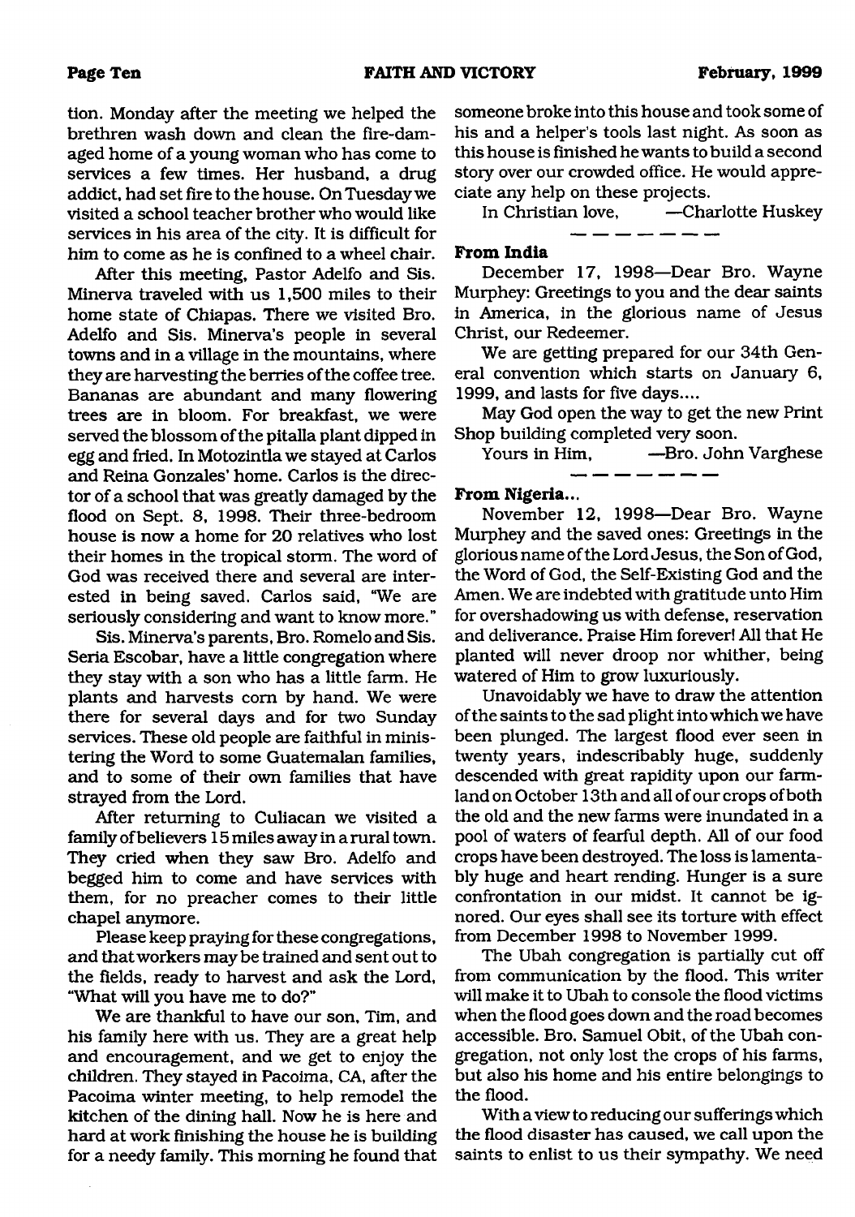tion. Monday after the meeting we helped the brethren wash down and clean the fire-damaged home of a young woman who has come to services a few times. Her husband, a drug addict, had set fire to the house. On Tuesday we visited a school teacher brother who would like services in his area of the city. It is difficult for him to come as he is confined to a wheel chair.

After this meeting, Pastor Adelfo and Sis. Minerva traveled with us 1,500 miles to their home state of Chiapas. There we visited Bro. Adelfo and Sis. Minerva's people in several towns and in a village in the mountains, where they are harvesting the berries of the coffee tree. Bananas are abundant and many flowering trees are in bloom. For breakfast, we were served the blossom of the pitalla plant dipped in egg and fried. In Motozintla we stayed at Carlos and Reina Gonzales' home. Carlos is the director of a school that was greatly damaged by the flood on Sept. 8, 1998. Their three-bedroom house is now a home for 20 relatives who lost their homes in the tropical storm. The word of God was received there and several are interested in being saved. Carlos said, "We are seriously considering and want to know more."

Sis. Minerva's parents, Bro. Romelo and Sis. Seria Escobar, have a little congregation where they stay with a son who has a little farm. He plants and harvests corn by hand. We were there for several days and for two Sunday services. These old people are faithful in ministering the Word to some Guatemalan families, and to some of their own families that have strayed from the Lord.

After returning to Culiacan we visited a family of believers 15 miles away in a rural town. They cried when they saw Bro. Adelfo and begged him to come and have services with them, for no preacher comes to their little chapel anymore.

Please keep praying for these congregations, and that workers may be trained and sent out to the fields, ready to harvest and ask the Lord, "What will you have me to do?"

We are thankful to have our son, Tim, and his family here with us. They are a great help and encouragement, and we get to enjoy the children. They stayed in Pacoima, CA, after the Pacoima winter meeting, to help remodel the kitchen of the dining hall. Now he is here and hard at work finishing the house he is building for a needy family. This morning he found that someone broke into this house and took some of his and a helper's tools last night. As soon as this house is finished he wants to build a second story over our crowded office. He would appreciate any help on these projects.

In Christian love, —Charlotte Huskey

---

**From India**

December 17, 1998—Dear Bro. Wayne Murphey: Greetings to you and the dear saints in America, in the glorious name of Jesus Christ, our Redeemer.

We are getting prepared for our 34th General convention which starts on January 6, 1999, and lasts for five days....

May God open the way to get the new Print Shop building completed very soon.

Yours in Him, —Bro. John Varghese

---

**From Nigeria...**

November 12, 1998—Dear Bro. Wayne Murphey and the saved ones: Greetings in the glorious name of the Lord Jesus, the Son of God, the Word of God, the Self-Existing God and the Amen. We are indebted with gratitude unto Him for overshadowing us with defense, reservation and deliverance. Praise Him forever! All that He planted will never droop nor whither, being watered of Him to grow luxuriously.

Unavoidably we have to draw the attention of the saints to the sad plight into which we have been plunged. The largest flood ever seen in twenty years, indescribably huge, suddenly descended with great rapidity upon our farmland on October 13th and all of our crops of both the old and the new farms were inundated in a pool of waters of fearful depth. All of our food crops have been destroyed. The loss is lamentably huge and heart rending. Hunger is a sure confrontation in our midst. It cannot be ignored. Our eyes shall see its torture with effect from December 1998 to November 1999.

The Ubah congregation is partially cut off from communication by the flood. This writer will make it to Ubah to console the flood victims when the flood goes down and the road becomes accessible. Bro. Samuel Obit, of the Ubah congregation, not only lost the crops of his farms, but also his home and his entire belongings to the flood.

With a view to reducing our sufferings which the flood disaster has caused, we call upon the saints to enlist to us their sympathy. We need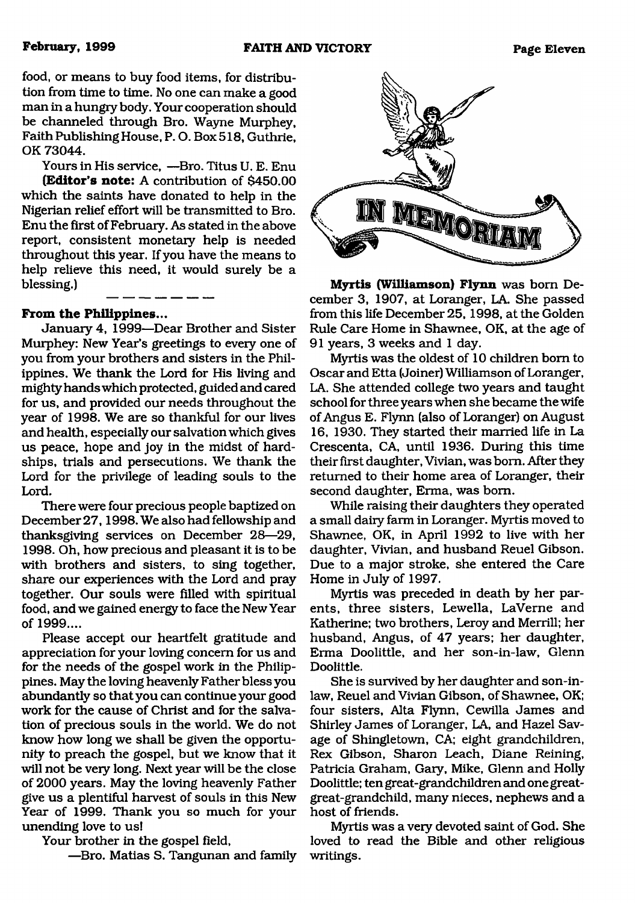food, or means to buy food items, for distribution from time to time. No one can make a good man in a hungry body. Your cooperation should be channeled through Bro. Wayne Murphey, Faith Publishing House, P. O. Box 518, Guthrie, OK 73044.

Yours in His service, —Bro. Titus U. E. Enu

**(Editor's note:** A contribution of $450.00 which the saints have donated to help in the Nigerian relief effort will be transmitted to Bro. Enu the first of February. As stated in the above report, consistent monetary help is needed throughout this year. If you have the means to help relieve this need, it would surely be a blessing.)

— — — — — —

**From the Philippines...**

January 4, 1999—Dear Brother and Sister Murphey: New Year's greetings to every one of you from your brothers and sisters in the Philippines. We thank the Lord for His living and mighty hands which protected, guided and cared for us, and provided our needs throughout the year of 1998. We are so thankful for our lives and health, especially our salvation which gives us peace, hope and joy in the midst of hardships, trials and persecutions. We thank the Lord for the privilege of leading souls to the Lord.

There were four precious people baptized on December 27, 1998. We also had fellowship and thanksgiving services on December 28—29, 1998. Oh, how precious and pleasant it is to be with brothers and sisters, to sing together, share our experiences with the Lord and pray together. Our souls were filled with spiritual food, and we gained energy to face the New Year of 1999....

Please accept our heartfelt gratitude and appreciation for your loving concern for us and for the needs of the gospel work in the Philippines. May the loving heavenly Father bless you abundantly so that you can continue your good work for the cause of Christ and for the salvation of precious souls in the world. We do not know how long we shall be given the opportunity to preach the gospel, but we know that it will not be very long. Next year will be the close of 2000 years. May the loving heavenly Father give us a plentiful harvest of souls in this New Year of 1999. Thank you so much for your unending love to us!

Your brother in the gospel field,

—Bro. Matias S. Tangunan and family

## IN MEMORIAM

**Myrtis (Williamson) Flynn** was born December 3, 1907, at Loranger, LA. She passed from this life December 25, 1998, at the Golden Rule Care Home in Shawnee, OK, at the age of 91 years, 3 weeks and 1 day.

Myrtis was the oldest of 10 children born to Oscar and Etta (Joiner) Williamson of Loranger, LA. She attended college two years and taught school for three years when she became the wife of Angus E. Flynn (also of Loranger) on August 16, 1930. They started their married life in La Crescenta, CA, until 1936. During this time their first daughter, Vivian, was born. After they returned to their home area of Loranger, their second daughter, Erma, was born.

While raising their daughters they operated a small dairy farm in Loranger. Myrtis moved to Shawnee, OK, in April 1992 to live with her daughter, Vivian, and husband Reuel Gibson. Due to a major stroke, she entered the Care Home in July of 1997.

Myrtis was preceded in death by her parents, three sisters, Lewella, LaVerne and Katherine; two brothers, Leroy and Merrill; her husband, Angus, of 47 years; her daughter, Erma Doolittle, and her son-in-law, Glenn Doolittle.

She is survived by her daughter and son-in-law, Reuel and Vivian Gibson, of Shawnee, OK; four sisters, Alta Flynn, Cewilla James and Shirley James of Loranger, LA, and Hazel Savage of Shingletown, CA; eight grandchildren, Rex Gibson, Sharon Leach, Diane Reining, Patricia Graham, Gary, Mike, Glenn and Holly Doolittle; ten great-grandchildren and one great-great-grandchild, many nieces, nephews and a host of friends.

Myrtis was a very devoted saint of God. She loved to read the Bible and other religious writings.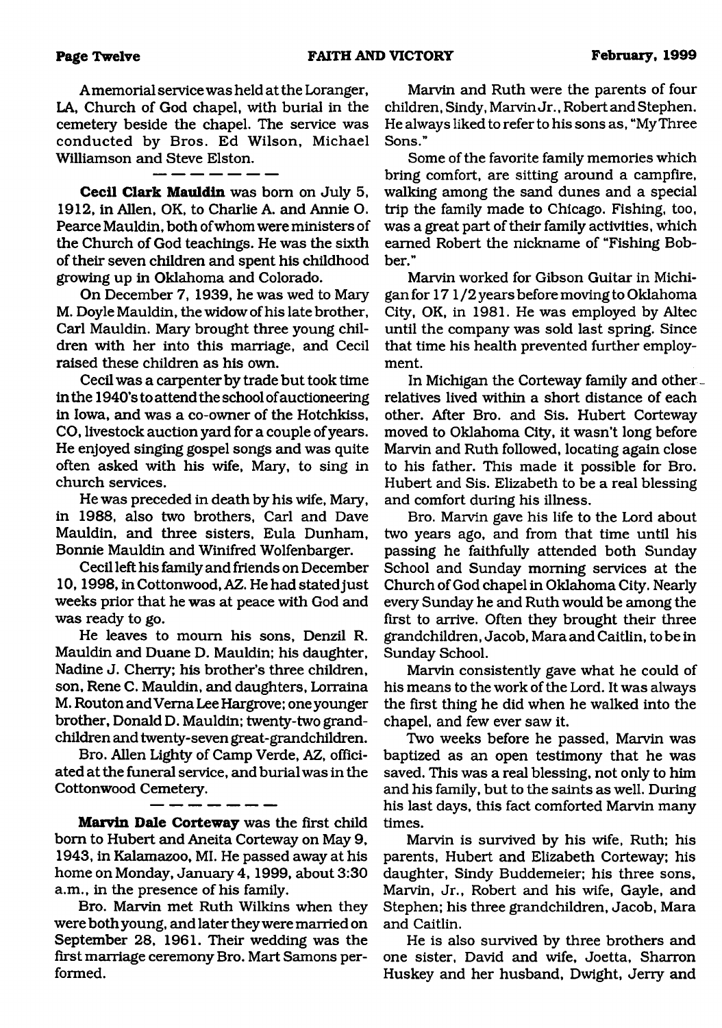A memorial service was held at the Loranger, LA, Church of God chapel, with burial in the cemetery beside the chapel. The service was conducted by Bros. Ed Wilson, Michael Williamson and Steve Elston.

— — — — — — —

**Cecil Clark Mauldin** was born on July 5, 1912, in Allen, OK, to Charlie A. and Annie O. Pearce Mauldin, both of whom were ministers of the Church of God teachings. He was the sixth of their seven children and spent his childhood growing up in Oklahoma and Colorado.

On December 7, 1939, he was wed to Mary M. Doyle Mauldin, the widow of his late brother, Carl Mauldin. Mary brought three young children with her into this marriage, and Cecil raised these children as his own.

Cecil was a carpenter by trade but took time in the 1940's to attend the school of auctioneering in Iowa, and was a co-owner of the Hotchkiss, CO, livestock auction yard for a couple of years. He enjoyed singing gospel songs and was quite often asked with his wife, Mary, to sing in church services.

He was preceded in death by his wife, Mary, in 1988, also two brothers, Carl and Dave Mauldin, and three sisters, Eula Dunham, Bonnie Mauldin and Winifred Wolfenbarger.

Cecil left his family and friends on December 10, 1998, in Cottonwood, AZ. He had stated just weeks prior that he was at peace with God and was ready to go.

He leaves to mourn his sons, Denzil R. Mauldin and Duane D. Mauldin; his daughter, Nadine J. Cherry; his brother's three children, son, Rene C. Mauldin, and daughters, Lorraina M. Routon and Verna Lee Hargrove; one younger brother, Donald D. Mauldin; twenty-two grandchildren and twenty-seven great-grandchildren.

Bro. Allen Lighty of Camp Verde, AZ, officiated at the funeral service, and burial was in the Cottonwood Cemetery.

— — — — — — — —

**Marvin Dale Corteway** was the first child born to Hubert and Aneita Corteway on May 9, 1943, in Kalamazoo, MI. He passed away at his home on Monday, January 4, 1999, about 3:30 a.m., in the presence of his family.

Bro. Marvin met Ruth Wilkins when they were both young, and later they were married on September 28, 1961. Their wedding was the first marriage ceremony Bro. Mart Samons performed.

Marvin and Ruth were the parents of four children, Sindy, Marvin Jr., Robert and Stephen. He always liked to refer to his sons as, "My Three Sons."

Some of the favorite family memories which bring comfort, are sitting around a campfire, walking among the sand dunes and a special trip the family made to Chicago. Fishing, too, was a great part of their family activities, which earned Robert the nickname of "Fishing Bobber."

Marvin worked for Gibson Guitar in Michigan for 17 1/2 years before moving to Oklahoma City, OK, in 1981. He was employed by Altec until the company was sold last spring. Since that time his health prevented further employment.

In Michigan the Corteway family and other relatives lived within a short distance of each other. After Bro. and Sis. Hubert Corteway moved to Oklahoma City, it wasn't long before Marvin and Ruth followed, locating again close to his father. This made it possible for Bro. Hubert and Sis. Elizabeth to be a real blessing and comfort during his illness.

Bro. Marvin gave his life to the Lord about two years ago, and from that time until his passing he faithfully attended both Sunday School and Sunday morning services at the Church of God chapel in Oklahoma City. Nearly every Sunday he and Ruth would be among the first to arrive. Often they brought their three grandchildren, Jacob, Mara and Caitlin, to be in Sunday School.

Marvin consistently gave what he could of his means to the work of the Lord. It was always the first thing he did when he walked into the chapel, and few ever saw it.

Two weeks before he passed, Marvin was baptized as an open testimony that he was saved. This was a real blessing, not only to him and his family, but to the saints as well. During his last days, this fact comforted Marvin many times.

Marvin is survived by his wife, Ruth; his parents, Hubert and Elizabeth Corteway; his daughter, Sindy Buddemeier; his three sons, Marvin, Jr., Robert and his wife, Gayle, and Stephen; his three grandchildren, Jacob, Mara and Caitlin.

He is also survived by three brothers and one sister, David and wife, Joetta, Sharron Huskey and her husband, Dwight, Jerry and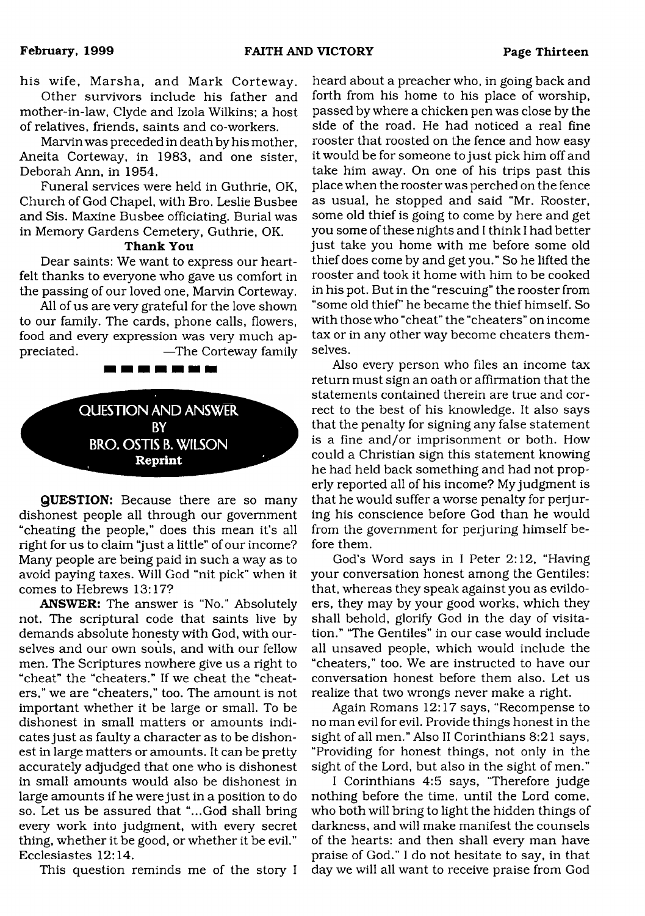his wife, Marsha, and Mark Corteway.

Other survivors include his father and mother-in-law, Clyde and Izola Wilkins; a host of relatives, friends, saints and co-workers.

Marvin was preceded in death by his mother, Aneita Corteway, in 1983, and one sister, Deborah Ann, in 1954.

Funeral services were held in Guthrie, OK, Church of God Chapel, with Bro. Leslie Busbee and Sis. Maxine Busbee officiating. Burial was in Memory Gardens Cemetery, Guthrie, OK.

**Thank You**

Dear saints: We want to express our heartfelt thanks to everyone who gave us comfort in the passing of our loved one, Marvin Corteway.

All of us are very grateful for the love shown to our family. The cards, phone calls, flowers, food and every expression was very much appreciated. —The Corteway family

## QUESTION AND ANSWER BY BRO. OSTIS B. WILSON

**Reprint**

**QUESTION:** Because there are so many dishonest people all through our government "cheating the people," does this mean it's all right for us to claim "just a little" of our income? Many people are being paid in such a way as to avoid paying taxes. Will God "nit pick" when it comes to Hebrews 13:17?

**ANSWER:** The answer is "No." Absolutely not. The scriptural code that saints live by demands absolute honesty with God, with ourselves and our own souls, and with our fellow men. The Scriptures nowhere give us a right to "cheat" the "cheaters." If we cheat the "cheaters," we are "cheaters," too. The amount is not important whether it be large or small. To be dishonest in small matters or amounts indicates just as faulty a character as to be dishonest in large matters or amounts. It can be pretty accurately adjudged that one who is dishonest in small amounts would also be dishonest in large amounts if he were just in a position to do so. Let us be assured that "...God shall bring every work into judgment, with every secret thing, whether it be good, or whether it be evil." Ecclesiastes 12:14.

This question reminds me of the story I heard about a preacher who, in going back and forth from his home to his place of worship, passed by where a chicken pen was close by the side of the road. He had noticed a real fine rooster that roosted on the fence and how easy it would be for someone to just pick him off and take him away. On one of his trips past this place when the rooster was perched on the fence as usual, he stopped and said "Mr. Rooster, some old thief is going to come by here and get you some of these nights and I think I had better just take you home with me before some old thief does come by and get you." So he lifted the rooster and took it home with him to be cooked in his pot. But in the "rescuing" the rooster from "some old thief" he became the thief himself. So with those who "cheat" the "cheaters" on income tax or in any other way become cheaters themselves.

Also every person who files an income tax return must sign an oath or affirmation that the statements contained therein are true and correct to the best of his knowledge. It also says that the penalty for signing any false statement is a fine and/or imprisonment or both. How could a Christian sign this statement knowing he had held back something and had not properly reported all of his income? My judgment is that he would suffer a worse penalty for perjuring his conscience before God than he would from the government for perjuring himself before them.

God's Word says in I Peter 2:12, "Having your conversation honest among the Gentiles: that, whereas they speak against you as evildoers, they may by your good works, which they shall behold, glorify God in the day of visitation." "The Gentiles" in our case would include all unsaved people, which would include the "cheaters," too. We are instructed to have our conversation honest before them also. Let us realize that two wrongs never make a right.

Again Romans 12:17 says, "Recompense to no man evil for evil. Provide things honest in the sight of all men." Also II Corinthians 8:21 says, "Providing for honest things, not only in the sight of the Lord, but also in the sight of men."

I Corinthians 4:5 says, "Therefore judge nothing before the time, until the Lord come, who both will bring to light the hidden things of darkness, and will make manifest the counsels of the hearts: and then shall every man have praise of God." I do not hesitate to say, in that day we will all want to receive praise from God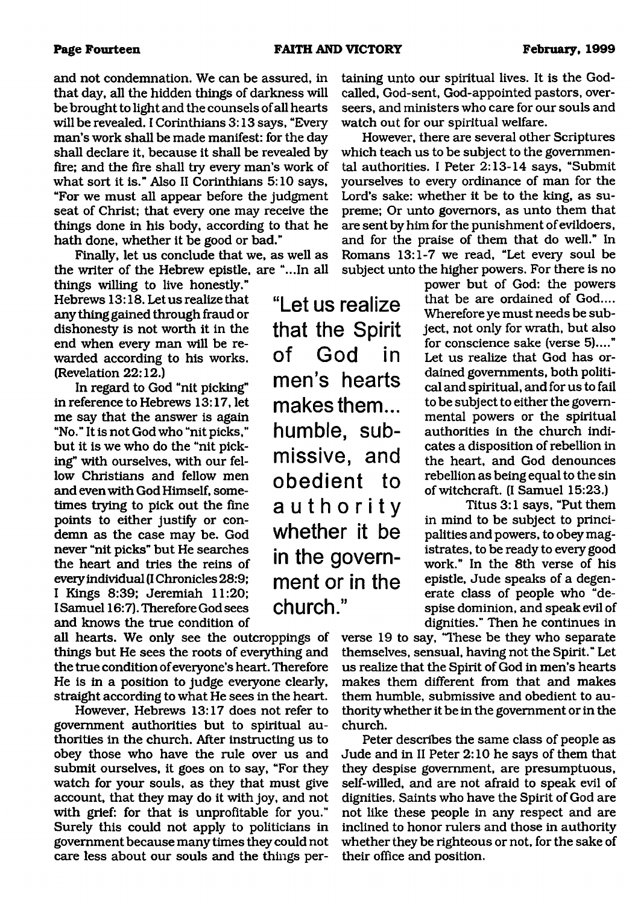and not condemnation. We can be assured, in that day, all the hidden things of darkness will be brought to light and the counsels of all hearts will be revealed. I Corinthians 3:13 says, "Every man's work shall be made manifest: for the day shall declare it, because it shall be revealed by fire; and the fire shall try every man's work of what sort it is." Also II Corinthians 5:10 says, "For we must all appear before the judgment seat of Christ; that every one may receive the things done in his body, according to that he hath done, whether it be good or bad."

Finally, let us conclude that we, as well as the writer of the Hebrew epistle, are "...In all things willing to live honestly." Hebrews 13:18. Let us realize that any thing gained through fraud or dishonesty is not worth it in the end when every man will be rewarded according to his works. (Revelation 22:12.)

In regard to God "nit picking" in reference to Hebrews 13:17, let me say that the answer is again "No." It is not God who "nit picks," but it is we who do the "nit picking" with ourselves, with our fellow Christians and fellow men and even with God Himself, sometimes trying to pick out the fine points to either justify or condemn as the case may be. God never "nit picks" but He searches the heart and tries the reins of every individual (I Chronicles 28:9; I Kings 8:39; Jeremiah 11:20; I Samuel 16:7). Therefore God sees and knows the true condition of all hearts. We only see the outcroppings of things but He sees the roots of everything and the true condition of everyone's heart. Therefore He is in a position to judge everyone clearly, straight according to what He sees in the heart.

However, Hebrews 13:17 does not refer to government authorities but to spiritual authorities in the church. After instructing us to obey those who have the rule over us and submit ourselves, it goes on to say, "For they watch for your souls, as they that must give account, that they may do it with joy, and not with grief: for that is unprofitable for you." Surely this could not apply to politicians in government because many times they could not care less about our souls and the things pertaining unto our spiritual lives. It is the God-called, God-sent, God-appointed pastors, overseers, and ministers who care for our souls and watch out for our spiritual welfare.

> "Let us realize that the Spirit of God in men's hearts makes them... humble, submissive, and obedient to authority whether it be in the government or in the church."

However, there are several other Scriptures which teach us to be subject to the governmental authorities. I Peter 2:13-14 says, "Submit yourselves to every ordinance of man for the Lord's sake: whether it be to the king, as supreme; Or unto governors, as unto them that are sent by him for the punishment of evildoers, and for the praise of them that do well." In Romans 13:1-7 we read, "Let every soul be subject unto the higher powers. For there is no power but of God: the powers that be are ordained of God.... Wherefore ye must needs be subject, not only for wrath, but also for conscience sake (verse 5)...." Let us realize that God has ordained governments, both political and spiritual, and for us to fail to be subject to either the governmental powers or the spiritual authorities in the church indicates a disposition of rebellion in the heart, and God denounces rebellion as being equal to the sin of witchcraft. (I Samuel 15:23.)

Titus 3:1 says, "Put them in mind to be subject to principalities and powers, to obey magistrates, to be ready to every good work." In the 8th verse of his epistle, Jude speaks of a degenerate class of people who "despise dominion, and speak evil of dignities." Then he continues in verse 19 to say, "These be they who separate themselves, sensual, having not the Spirit." Let us realize that the Spirit of God in men's hearts makes them different from that and makes them humble, submissive and obedient to authority whether it be in the government or in the church.

Peter describes the same class of people as Jude and in II Peter 2:10 he says of them that they despise government, are presumptuous, self-willed, and are not afraid to speak evil of dignities. Saints who have the Spirit of God are not like these people in any respect and are inclined to honor rulers and those in authority whether they be righteous or not, for the sake of their office and position.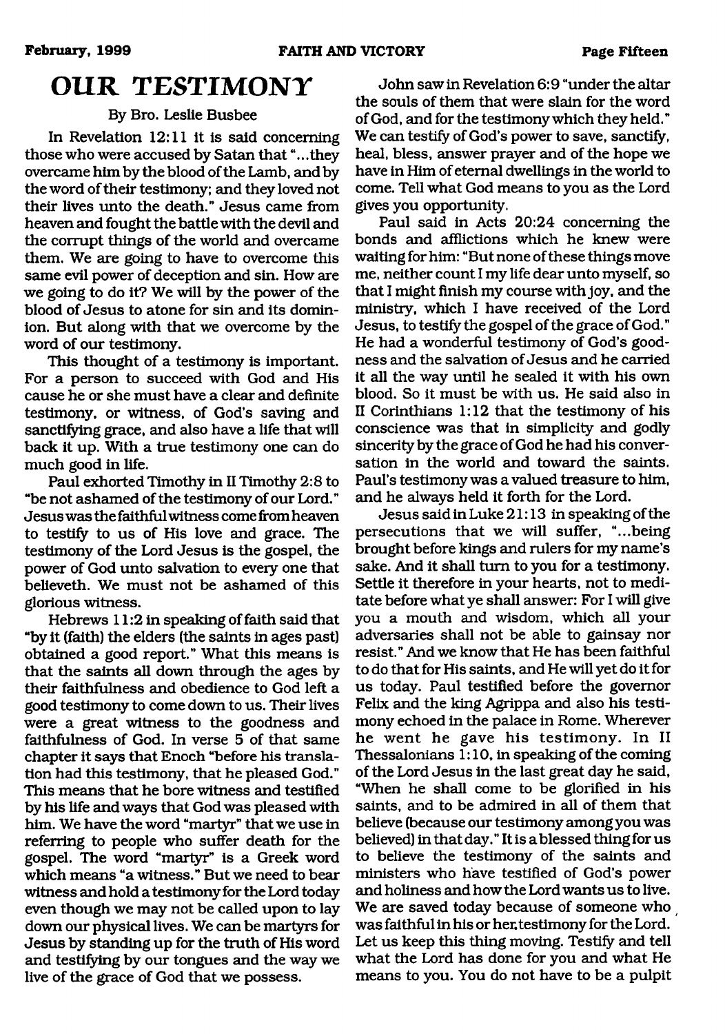# OUR TESTIMONY

By Bro. Leslie Busbee

In Revelation 12:11 it is said concerning those who were accused by Satan that "...they overcame him by the blood of the Lamb, and by the word of their testimony; and they loved not their lives unto the death." Jesus came from heaven and fought the battle with the devil and the corrupt things of the world and overcame them. We are going to have to overcome this same evil power of deception and sin. How are we going to do it? We will by the power of the blood of Jesus to atone for sin and its dominion. But along with that we overcome by the word of our testimony.

This thought of a testimony is important. For a person to succeed with God and His cause he or she must have a clear and definite testimony, or witness, of God's saving and sanctifying grace, and also have a life that will back it up. With a true testimony one can do much good in life.

Paul exhorted Timothy in II Timothy 2:8 to "be not ashamed of the testimony of our Lord." Jesus was the faithful witness come from heaven to testify to us of His love and grace. The testimony of the Lord Jesus is the gospel, the power of God unto salvation to every one that believeth. We must not be ashamed of this glorious witness.

Hebrews 11:2 in speaking of faith said that "by it (faith) the elders (the saints in ages past) obtained a good report." What this means is that the saints all down through the ages by their faithfulness and obedience to God left a good testimony to come down to us. Their lives were a great witness to the goodness and faithfulness of God. In verse 5 of that same chapter it says that Enoch "before his translation had this testimony, that he pleased God." This means that he bore witness and testified by his life and ways that God was pleased with him. We have the word "martyr" that we use in referring to people who suffer death for the gospel. The word "martyr" is a Greek word which means "a witness." But we need to bear witness and hold a testimony for the Lord today even though we may not be called upon to lay down our physical lives. We can be martyrs for Jesus by standing up for the truth of His word and testifying by our tongues and the way we live of the grace of God that we possess.

John saw in Revelation 6:9 "under the altar the souls of them that were slain for the word of God, and for the testimony which they held." We can testify of God's power to save, sanctify, heal, bless, answer prayer and of the hope we have in Him of eternal dwellings in the world to come. Tell what God means to you as the Lord gives you opportunity.

Paul said in Acts 20:24 concerning the bonds and afflictions which he knew were waiting for him: "But none of these things move me, neither count I my life dear unto myself, so that I might finish my course with joy, and the ministry, which I have received of the Lord Jesus, to testify the gospel of the grace of God." He had a wonderful testimony of God's goodness and the salvation of Jesus and he carried it all the way until he sealed it with his own blood. So it must be with us. He said also in II Corinthians 1:12 that the testimony of his conscience was that in simplicity and godly sincerity by the grace of God he had his conversation in the world and toward the saints. Paul's testimony was a valued treasure to him, and he always held it forth for the Lord.

Jesus said in Luke 21:13 in speaking of the persecutions that we will suffer, "...being brought before kings and rulers for my name's sake. And it shall turn to you for a testimony. Settle it therefore in your hearts, not to meditate before what ye shall answer: For I will give you a mouth and wisdom, which all your adversaries shall not be able to gainsay nor resist." And we know that He has been faithful to do that for His saints, and He will yet do it for us today. Paul testified before the governor Felix and the king Agrippa and also his testimony echoed in the palace in Rome. Wherever he went he gave his testimony. In II Thessalonians 1:10, in speaking of the coming of the Lord Jesus in the last great day he said, "When he shall come to be glorified in his saints, and to be admired in all of them that believe (because our testimony among you was believed) in that day." It is a blessed thing for us to believe the testimony of the saints and ministers who have testified of God's power and holiness and how the Lord wants us to live. We are saved today because of someone who was faithful in his or her testimony for the Lord. Let us keep this thing moving. Testify and tell what the Lord has done for you and what He means to you. You do not have to be a pulpit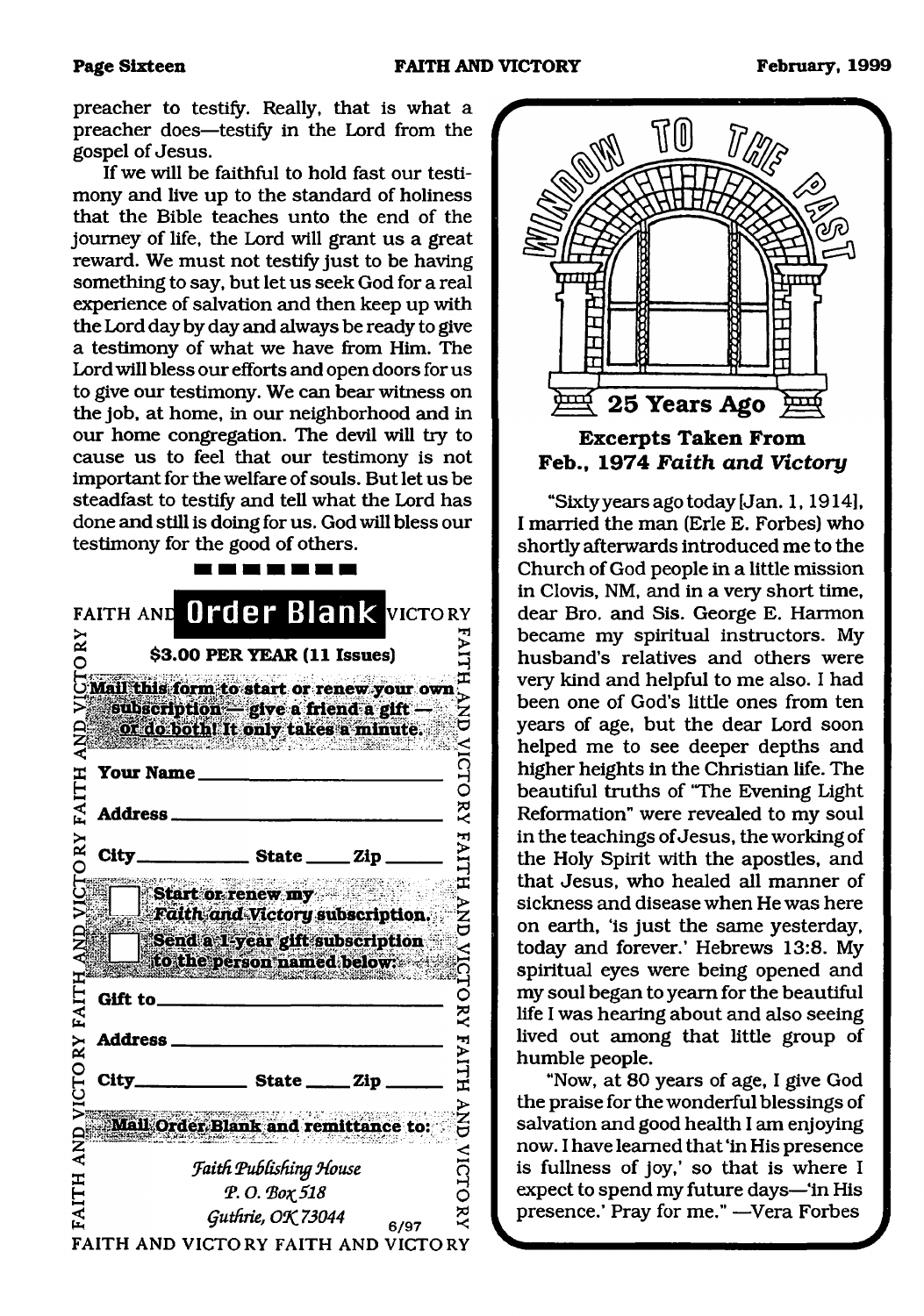preacher to testify. Really, that is what a preacher does—testify in the Lord from the gospel of Jesus.

If we will be faithful to hold fast our testimony and live up to the standard of holiness that the Bible teaches unto the end of the journey of life, the Lord will grant us a great reward. We must not testify just to be having something to say, but let us seek God for a real experience of salvation and then keep up with the Lord day by day and always be ready to give a testimony of what we have from Him. The Lord will bless our efforts and open doors for us to give our testimony. We can bear witness on the job, at home, in our neighborhood and in our home congregation. The devil will try to cause us to feel that our testimony is not important for the welfare of souls. But let us be steadfast to testify and tell what the Lord has done and still is doing for us. God will bless our testimony for the good of others.

## Order Blank

**$3.00 PER YEAR (11 Issues)**

**Mail this form to start or renew your own subscription— give a friend a gift — or do both! It only takes a minute.**

**Your Name** ____________________

**Address** ____________________

**City** __________ **State** _____ **Zip** _____

☐ **Start or renew my *Faith and Victory* subscription.**

☐ **Send a 1-year gift subscription to the person named below:**

**Gift to** ____________________

**Address** ____________________

**City** __________ **State** _____ **Zip** _____

**Mail Order Blank and remittance to:**

*Faith Publishing House*
*P. O. Box 518*
*Guthrie, OK 73044*

6/97

## Window to the Past

### 25 Years Ago

### Excerpts Taken From Feb., 1974 *Faith and Victory*

"Sixty years ago today [Jan. 1, 1914], I married the man (Erle E. Forbes) who shortly afterwards introduced me to the Church of God people in a little mission in Clovis, NM, and in a very short time, dear Bro. and Sis. George E. Harmon became my spiritual instructors. My husband's relatives and others were very kind and helpful to me also. I had been one of God's little ones from ten years of age, but the dear Lord soon helped me to see deeper depths and higher heights in the Christian life. The beautiful truths of "The Evening Light Reformation" were revealed to my soul in the teachings of Jesus, the working of the Holy Spirit with the apostles, and that Jesus, who healed all manner of sickness and disease when He was here on earth, 'is just the same yesterday, today and forever.' Hebrews 13:8. My spiritual eyes were being opened and my soul began to yearn for the beautiful life I was hearing about and also seeing lived out among that little group of humble people.

"Now, at 80 years of age, I give God the praise for the wonderful blessings of salvation and good health I am enjoying now. I have learned that 'in His presence is fullness of joy,' so that is where I expect to spend my future days—'in His presence.' Pray for me." —Vera Forbes